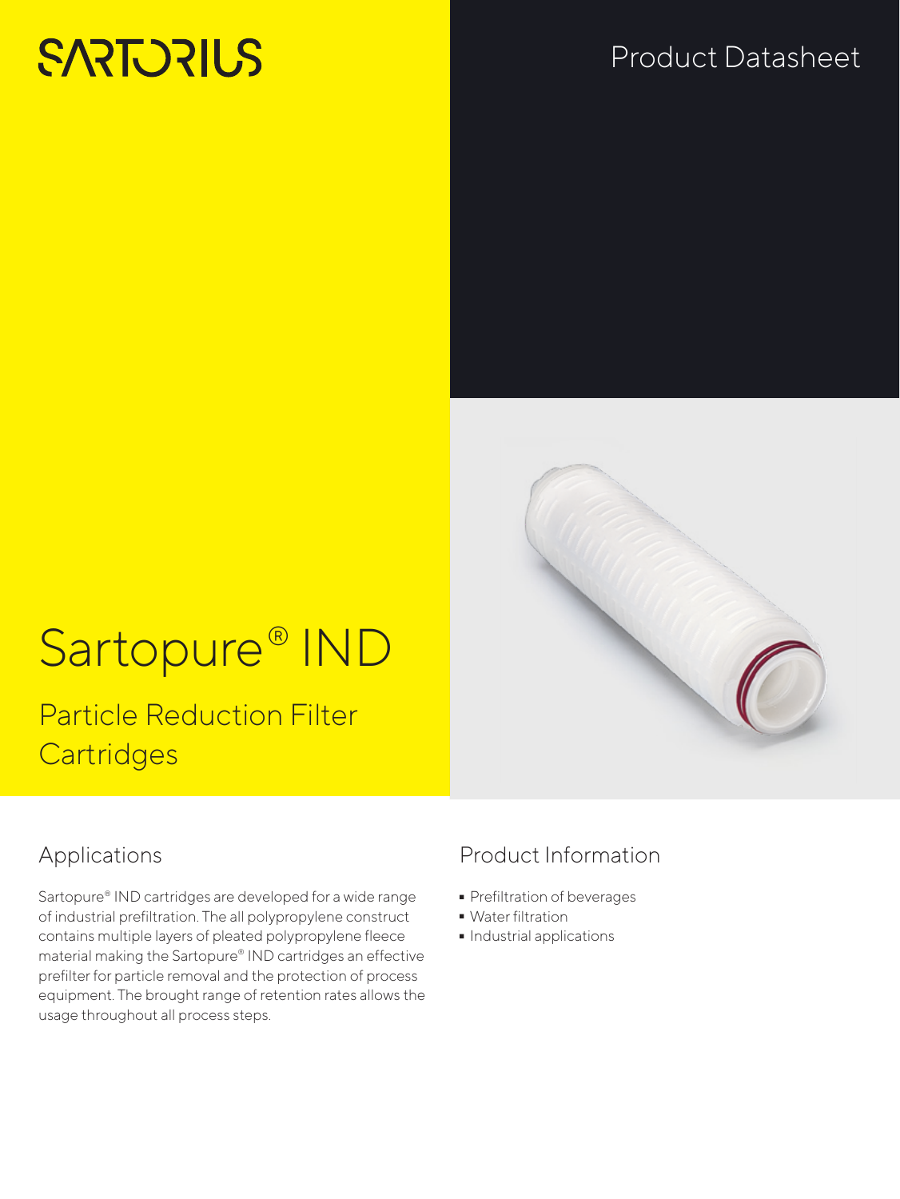SARTORIUS

Product Datasheet

# Sartopure® IND

## Particle Reduction Filter Cartridges

## Applications

Sartopure® IND cartridges are developed for a wide range of industrial prefiltration. The all polypropylene construct contains multiple layers of pleated polypropylene fleece material making the Sartopure® IND cartridges an effective prefilter for particle removal and the protection of process equipment. The brought range of retention rates allows the usage throughout all process steps.

## Product Information

- Prefiltration of beverages
- Water filtration
- Industrial applications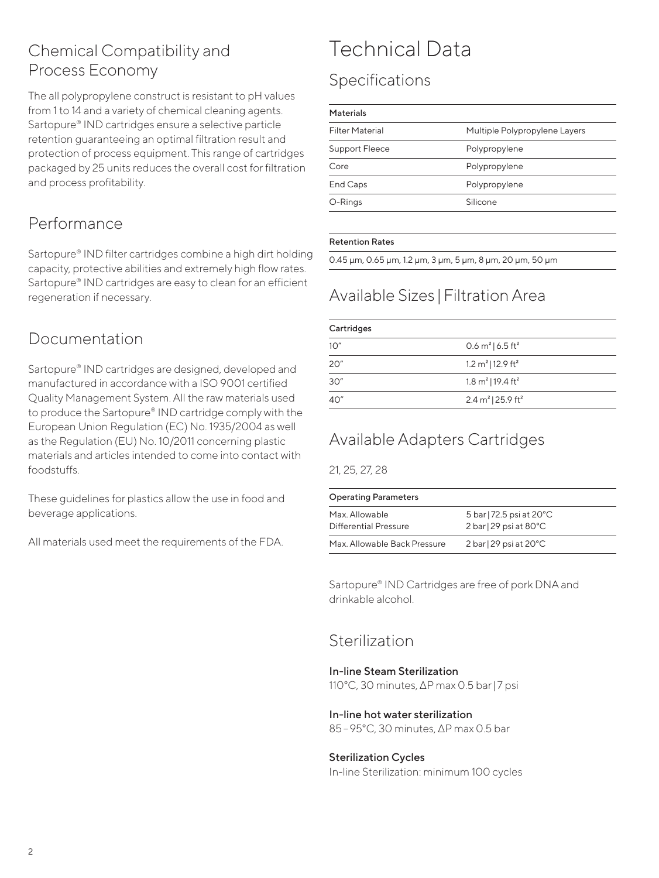## Chemical Compatibility and Process Economy

The all polypropylene construct is resistant to pH values from 1 to 14 and a variety of chemical cleaning agents. Sartopure® IND cartridges ensure a selective particle retention guaranteeing an optimal filtration result and protection of process equipment. This range of cartridges packaged by 25 units reduces the overall cost for filtration and process profitability.

## Performance

Sartopure® IND filter cartridges combine a high dirt holding capacity, protective abilities and extremely high flow rates. Sartopure® IND cartridges are easy to clean for an efficient regeneration if necessary.

## Documentation

Sartopure® IND cartridges are designed, developed and manufactured in accordance with a ISO 9001 certified Quality Management System. All the raw materials used to produce the Sartopure® IND cartridge comply with the European Union Regulation (EC) No. 1935/2004 as well as the Regulation (EU) No. 10/2011 concerning plastic materials and articles intended to come into contact with foodstuffs.

These guidelines for plastics allow the use in food and beverage applications.

All materials used meet the requirements of the FDA.

# Technical Data

## Specifications

| Materials | |
|---|---|
| Filter Material | Multiple Polypropylene Layers |
| Support Fleece | Polypropylene |
| Core | Polypropylene |
| End Caps | Polypropylene |
| O-Rings | Silicone |

| Retention Rates |
|---|
| 0.45 µm, 0.65 µm, 1.2 µm, 3 µm, 5 µm, 8 µm, 20 µm, 50 µm |

## Available Sizes | Filtration Area

| Cartridges | |
|---|---|
| 10″ | 0.6 m² \| 6.5 ft² |
| 20″ | 1.2 m² \| 12.9 ft² |
| 30″ | 1.8 m² \| 19.4 ft² |
| 40″ | 2.4 m² \| 25.9 ft² |

## Available Adapters Cartridges

21, 25, 27, 28

| Operating Parameters | |
|---|---|
| Max. Allowable Differential Pressure | 5 bar \| 72.5 psi at 20°C<br>2 bar \| 29 psi at 80°C |
| Max. Allowable Back Pressure | 2 bar \| 29 psi at 20°C |

Sartopure® IND Cartridges are free of pork DNA and drinkable alcohol.

## Sterilization

**In-line Steam Sterilization**
110°C, 30 minutes, ΔP max 0.5 bar | 7 psi

**In-line hot water sterilization**
85 – 95°C, 30 minutes, ΔP max 0.5 bar

**Sterilization Cycles**
In-line Sterilization: minimum 100 cycles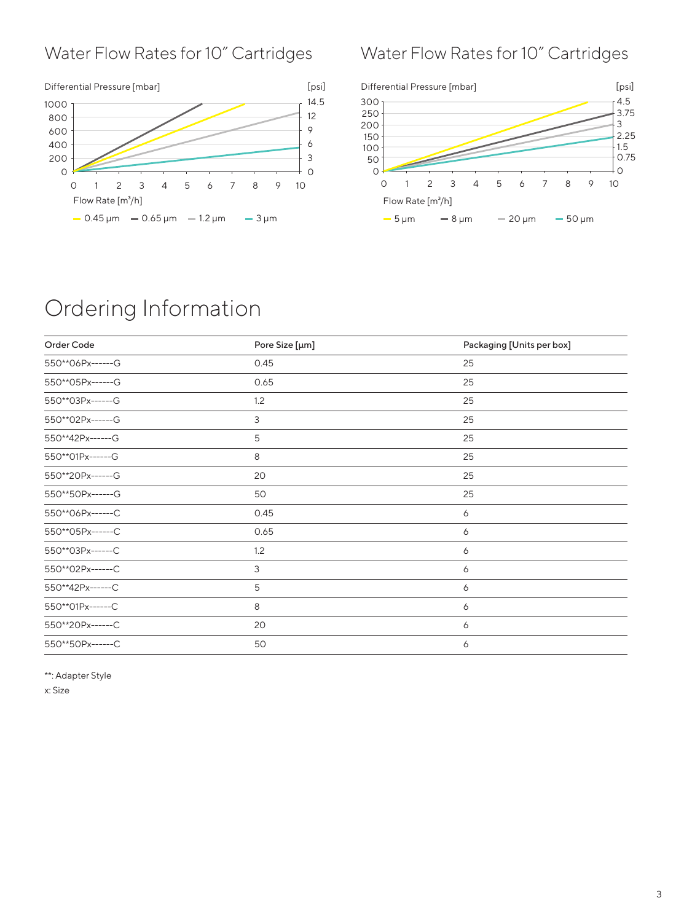## Water Flow Rates for 10″ Cartridges

Differential Pressure [mbar] / [psi]

Flow Rate [m³/h]

0.45 µm, 0.65 µm, 1.2 µm, 3 µm

## Water Flow Rates for 10″ Cartridges

Differential Pressure [mbar] / [psi]

Flow Rate [m³/h]

5 µm, 8 µm, 20 µm, 50 µm

# Ordering Information

| Order Code | Pore Size [µm] | Packaging [Units per box] |
|---|---|---|
| 550**06Px------G | 0.45 | 25 |
| 550**05Px------G | 0.65 | 25 |
| 550**03Px------G | 1.2 | 25 |
| 550**02Px------G | 3 | 25 |
| 550**42Px------G | 5 | 25 |
| 550**01Px------G | 8 | 25 |
| 550**20Px------G | 20 | 25 |
| 550**50Px------G | 50 | 25 |
| 550**06Px------C | 0.45 | 6 |
| 550**05Px------C | 0.65 | 6 |
| 550**03Px------C | 1.2 | 6 |
| 550**02Px------C | 3 | 6 |
| 550**42Px------C | 5 | 6 |
| 550**01Px------C | 8 | 6 |
| 550**20Px------C | 20 | 6 |
| 550**50Px------C | 50 | 6 |

**: Adapter Style

x: Size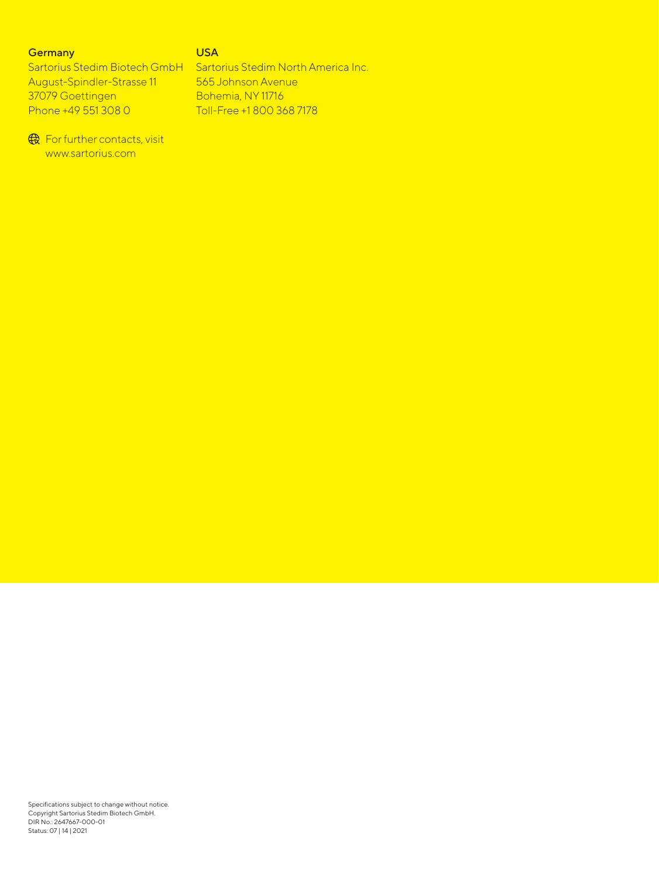**Germany**

Sartorius Stedim Biotech GmbH
August-Spindler-Strasse 11
37079 Goettingen
Phone +49 551 308 0

**USA**

Sartorius Stedim North America Inc.
565 Johnson Avenue
Bohemia, NY 11716
Toll-Free +1 800 368 7178

For further contacts, visit
www.sartorius.com

Specifications subject to change without notice.
Copyright Sartorius Stedim Biotech GmbH.
DIR No.: 2647667-000-01
Status: 07 | 14 | 2021